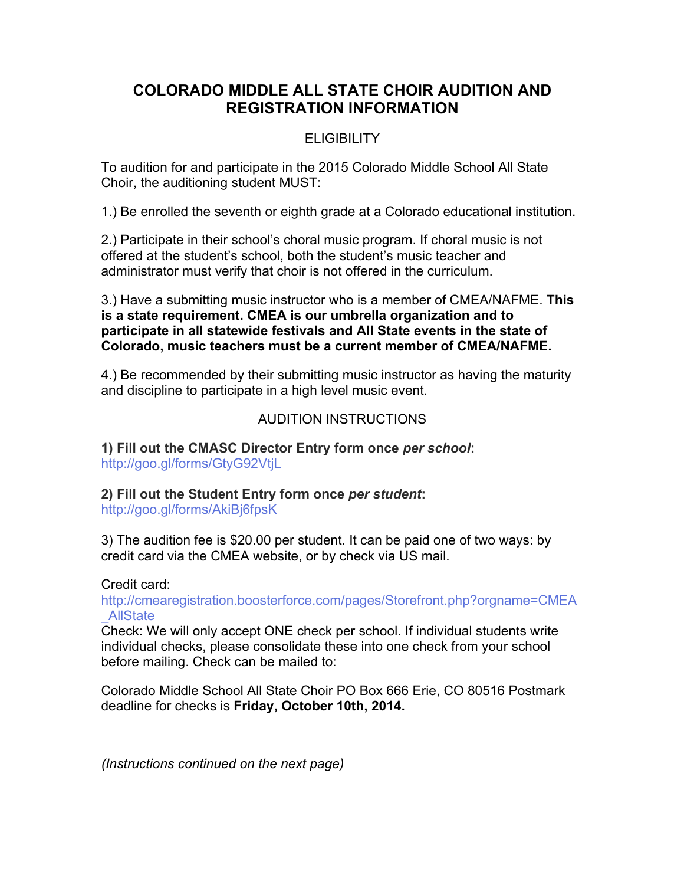# COLORADO MIDDLE ALL STATE CHOIR AUDITION AND REGISTRATION INFORMATION

## ELIGIBILITY

To audition for and participate in the 2015 Colorado Middle School All State Choir, the auditioning student MUST:

1.) Be enrolled the seventh or eighth grade at a Colorado educational institution.

2.) Participate in their school's choral music program. If choral music is not offered at the student's school, both the student's music teacher and administrator must verify that choir is not offered in the curriculum.

3.) Have a submitting music instructor who is a member of CMEA/NAFME. **This is a state requirement. CMEA is our umbrella organization and to participate in all statewide festivals and All State events in the state of Colorado, music teachers must be a current member of CMEA/NAFME.**

4.) Be recommended by their submitting music instructor as having the maturity and discipline to participate in a high level music event.

## AUDITION INSTRUCTIONS

**1) Fill out the CMASC Director Entry form once *per school*:**
http://goo.gl/forms/GtyG92VtjL

**2) Fill out the Student Entry form once *per student*:**
http://goo.gl/forms/AkiBj6fpsK

3) The audition fee is $20.00 per student. It can be paid one of two ways: by credit card via the CMEA website, or by check via US mail.

Credit card:
http://cmearegistration.boosterforce.com/pages/Storefront.php?orgname=CMEA_AllState
Check: We will only accept ONE check per school. If individual students write individual checks, please consolidate these into one check from your school before mailing. Check can be mailed to:

Colorado Middle School All State Choir PO Box 666 Erie, CO 80516 Postmark deadline for checks is **Friday, October 10th, 2014.**

*(Instructions continued on the next page)*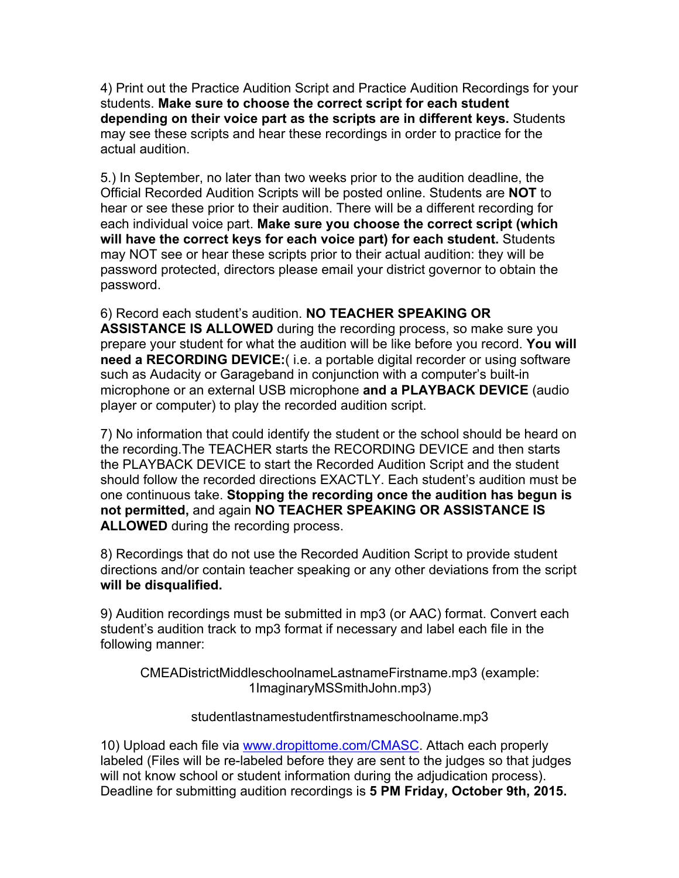4) Print out the Practice Audition Script and Practice Audition Recordings for your students. **Make sure to choose the correct script for each student depending on their voice part as the scripts are in different keys.** Students may see these scripts and hear these recordings in order to practice for the actual audition.

5.) In September, no later than two weeks prior to the audition deadline, the Official Recorded Audition Scripts will be posted online. Students are **NOT** to hear or see these prior to their audition. There will be a different recording for each individual voice part. **Make sure you choose the correct script (which will have the correct keys for each voice part) for each student.** Students may NOT see or hear these scripts prior to their actual audition: they will be password protected, directors please email your district governor to obtain the password.

6) Record each student's audition. **NO TEACHER SPEAKING OR ASSISTANCE IS ALLOWED** during the recording process, so make sure you prepare your student for what the audition will be like before you record. **You will need a RECORDING DEVICE:**( i.e. a portable digital recorder or using software such as Audacity or Garageband in conjunction with a computer's built-in microphone or an external USB microphone **and a PLAYBACK DEVICE** (audio player or computer) to play the recorded audition script.

7) No information that could identify the student or the school should be heard on the recording.The TEACHER starts the RECORDING DEVICE and then starts the PLAYBACK DEVICE to start the Recorded Audition Script and the student should follow the recorded directions EXACTLY. Each student's audition must be one continuous take. **Stopping the recording once the audition has begun is not permitted,** and again **NO TEACHER SPEAKING OR ASSISTANCE IS ALLOWED** during the recording process.

8) Recordings that do not use the Recorded Audition Script to provide student directions and/or contain teacher speaking or any other deviations from the script **will be disqualified.**

9) Audition recordings must be submitted in mp3 (or AAC) format. Convert each student's audition track to mp3 format if necessary and label each file in the following manner:

CMEADistrictMiddleschoolnameLastnameFirstname.mp3 (example: 1ImaginaryMSSmithJohn.mp3)

studentlastnamestudentfirstnameschoolname.mp3

10) Upload each file via [www.dropittome.com/CMASC](www.dropittome.com/CMASC). Attach each properly labeled (Files will be re-labeled before they are sent to the judges so that judges will not know school or student information during the adjudication process). Deadline for submitting audition recordings is **5 PM Friday, October 9th, 2015.**